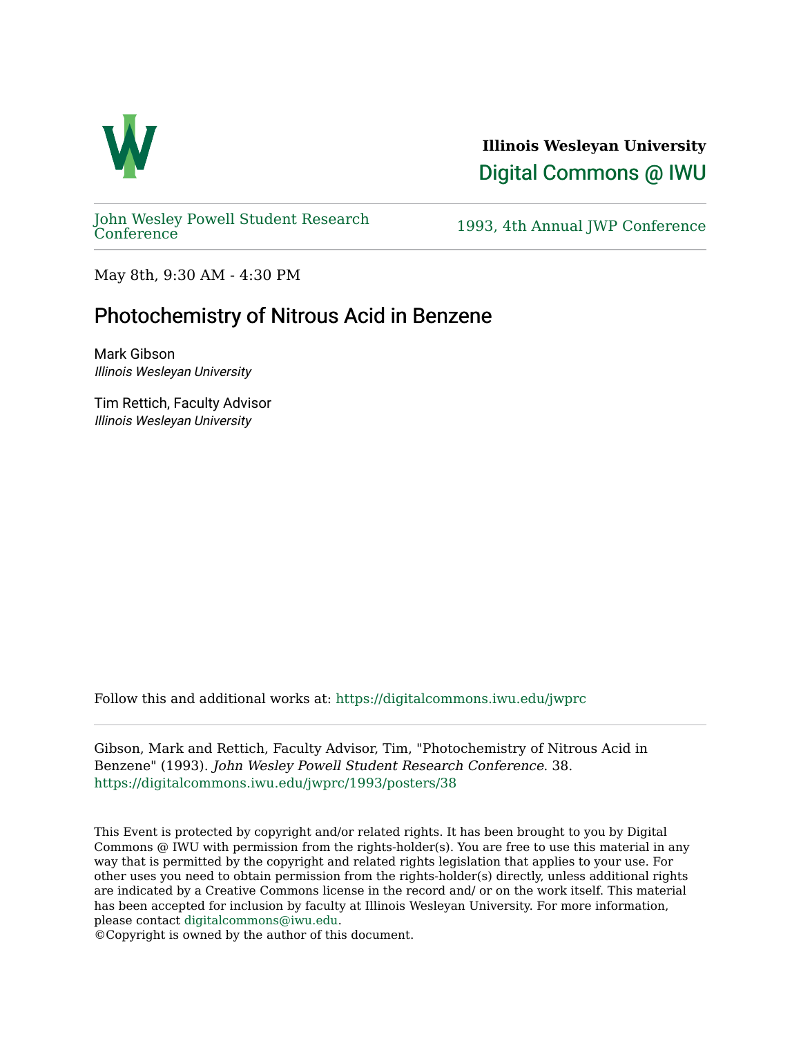**Illinois Wesleyan University**

Digital Commons @ IWU

John Wesley Powell Student Research Conference

1993, 4th Annual JWP Conference

May 8th, 9:30 AM - 4:30 PM

# Photochemistry of Nitrous Acid in Benzene

Mark Gibson
*Illinois Wesleyan University*

Tim Rettich, Faculty Advisor
*Illinois Wesleyan University*

Follow this and additional works at: https://digitalcommons.iwu.edu/jwprc

Gibson, Mark and Rettich, Faculty Advisor, Tim, "Photochemistry of Nitrous Acid in Benzene" (1993). *John Wesley Powell Student Research Conference*. 38.
https://digitalcommons.iwu.edu/jwprc/1993/posters/38

This Event is protected by copyright and/or related rights. It has been brought to you by Digital Commons @ IWU with permission from the rights-holder(s). You are free to use this material in any way that is permitted by the copyright and related rights legislation that applies to your use. For other uses you need to obtain permission from the rights-holder(s) directly, unless additional rights are indicated by a Creative Commons license in the record and/ or on the work itself. This material has been accepted for inclusion by faculty at Illinois Wesleyan University. For more information, please contact digitalcommons@iwu.edu.
©Copyright is owned by the author of this document.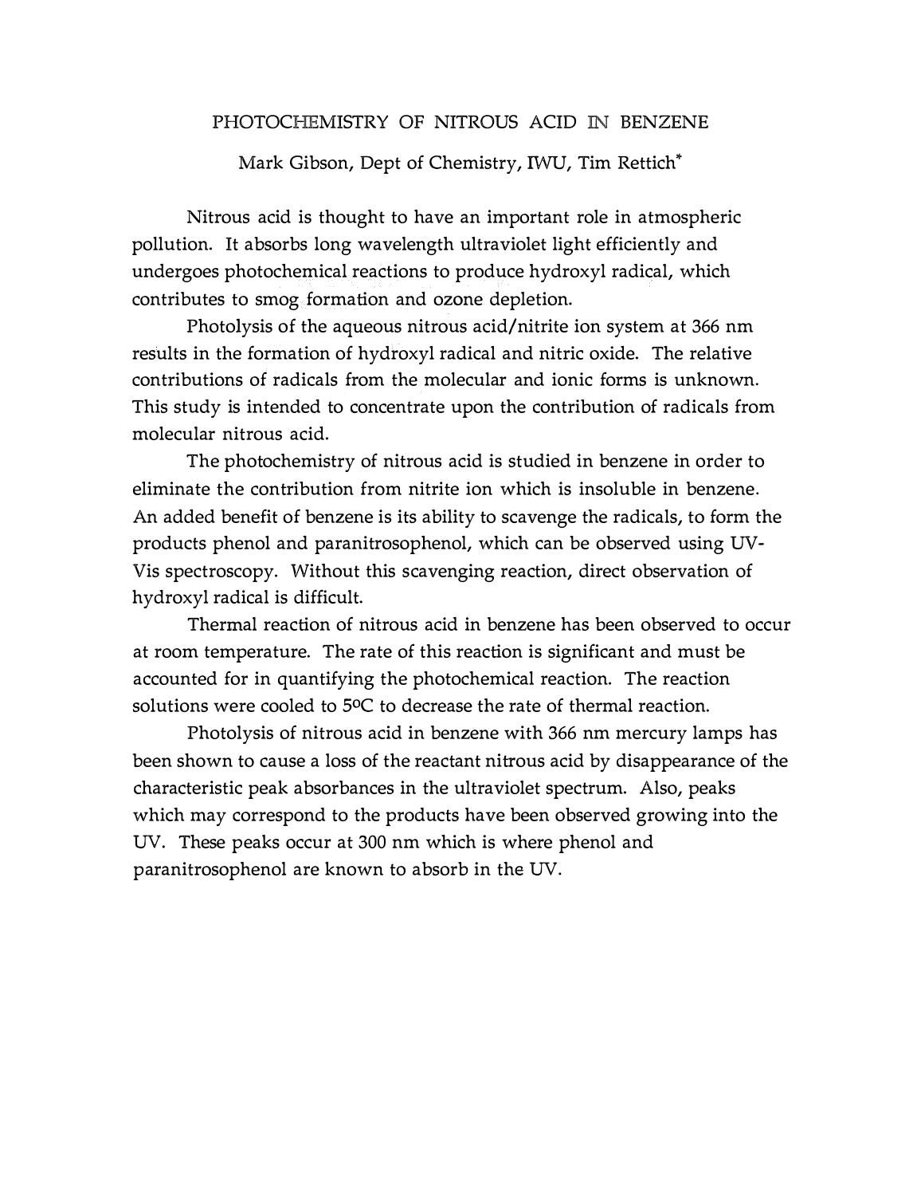# PHOTOCHEMISTRY OF NITROUS ACID IN BENZENE

Mark Gibson, Dept of Chemistry, IWU, Tim Rettich*

Nitrous acid is thought to have an important role in atmospheric pollution. It absorbs long wavelength ultraviolet light efficiently and undergoes photochemical reactions to produce hydroxyl radical, which contributes to smog formation and ozone depletion.

Photolysis of the aqueous nitrous acid/nitrite ion system at 366 nm results in the formation of hydroxyl radical and nitric oxide. The relative contributions of radicals from the molecular and ionic forms is unknown. This study is intended to concentrate upon the contribution of radicals from molecular nitrous acid.

The photochemistry of nitrous acid is studied in benzene in order to eliminate the contribution from nitrite ion which is insoluble in benzene. An added benefit of benzene is its ability to scavenge the radicals, to form the products phenol and paranitrosophenol, which can be observed using UV-Vis spectroscopy. Without this scavenging reaction, direct observation of hydroxyl radical is difficult.

Thermal reaction of nitrous acid in benzene has been observed to occur at room temperature. The rate of this reaction is significant and must be accounted for in quantifying the photochemical reaction. The reaction solutions were cooled to 5$^{o}$C to decrease the rate of thermal reaction.

Photolysis of nitrous acid in benzene with 366 nm mercury lamps has been shown to cause a loss of the reactant nitrous acid by disappearance of the characteristic peak absorbances in the ultraviolet spectrum. Also, peaks which may correspond to the products have been observed growing into the UV. These peaks occur at 300 nm which is where phenol and paranitrosophenol are known to absorb in the UV.